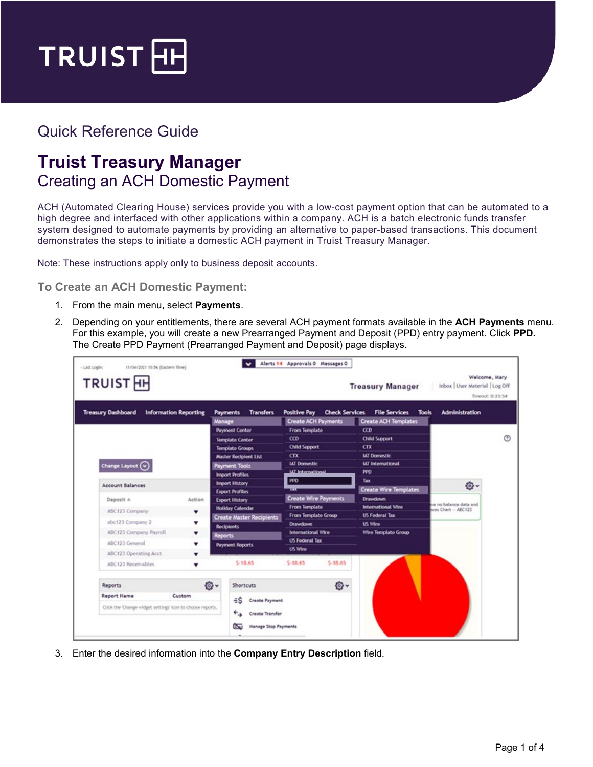# Quick Reference Guide

# Truist Treasury Manager

## Creating an ACH Domestic Payment

ACH (Automated Clearing House) services provide you with a low-cost payment option that can be automated to a high degree and interfaced with other applications within a company. ACH is a batch electronic funds transfer system designed to automate payments by providing an alternative to paper-based transactions. This document demonstrates the steps to initiate a domestic ACH payment in Truist Treasury Manager.

Note: These instructions apply only to business deposit accounts.

### To Create an ACH Domestic Payment:

1. From the main menu, select **Payments**.
2. Depending on your entitlements, there are several ACH payment formats available in the **ACH Payments** menu. For this example, you will create a new Prearranged Payment and Deposit (PPD) entry payment. Click **PPD.** The Create PPD Payment (Prearranged Payment and Deposit) page displays.
3. Enter the desired information into the **Company Entry Description** field.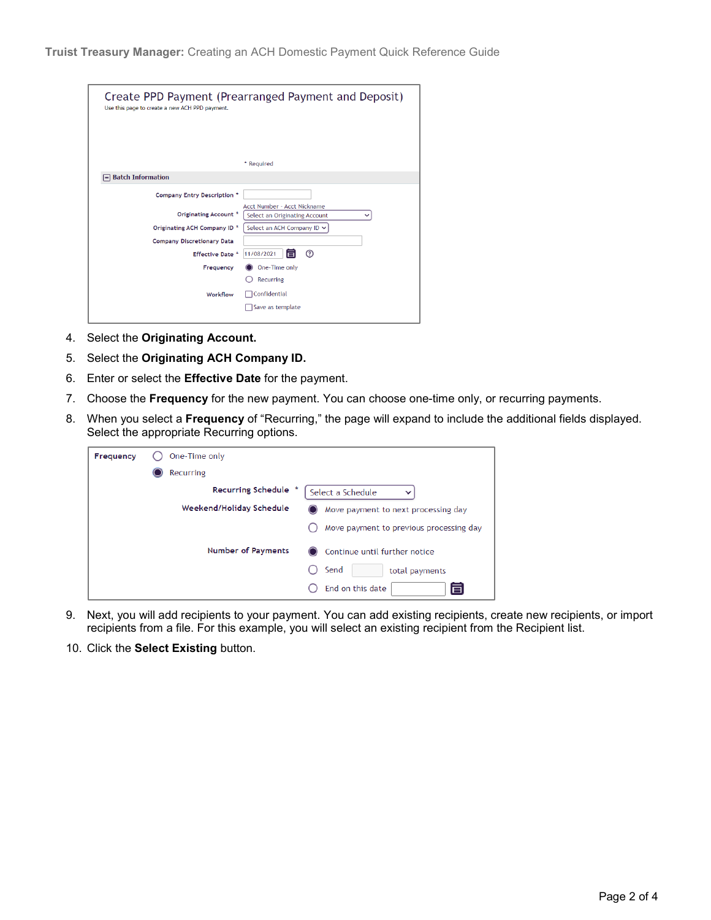Create PPD Payment (Prearranged Payment and Deposit)

Use this page to create a new ACH PPD payment.

* Required

**Batch Information**

Company Entry Description *

Originating Account * — Acct Number - Acct Nickname — Select an Originating Account

Originating ACH Company ID * — Select an ACH Company ID

Company Discretionary Data

Effective Date * — 11/08/2021

Frequency — One-Time only / Recurring

Workflow — Confidential / Save as template

4. Select the **Originating Account.**
5. Select the **Originating ACH Company ID.**
6. Enter or select the **Effective Date** for the payment.
7. Choose the **Frequency** for the new payment. You can choose one-time only, or recurring payments.
8. When you select a **Frequency** of "Recurring," the page will expand to include the additional fields displayed. Select the appropriate Recurring options.

Frequency — One-Time only / Recurring

Recurring Schedule * — Select a Schedule

Weekend/Holiday Schedule — Move payment to next processing day / Move payment to previous processing day

Number of Payments — Continue until further notice / Send ___ total payments / End on this date

9. Next, you will add recipients to your payment. You can add existing recipients, create new recipients, or import recipients from a file. For this example, you will select an existing recipient from the Recipient list.
10. Click the **Select Existing** button.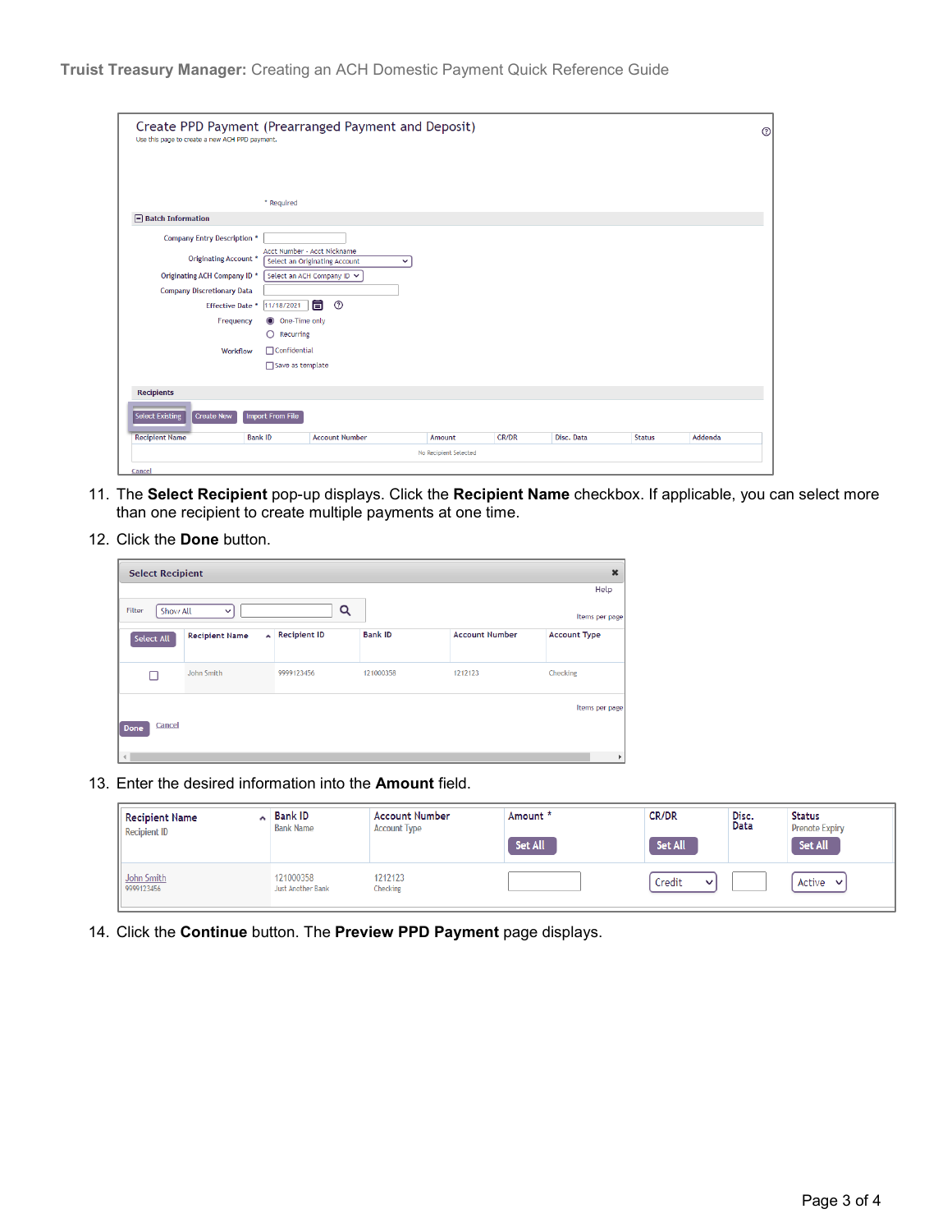11. The **Select Recipient** pop-up displays. Click the **Recipient Name** checkbox. If applicable, you can select more than one recipient to create multiple payments at one time.
12. Click the **Done** button.
13. Enter the desired information into the **Amount** field.
14. Click the **Continue** button. The **Preview PPD Payment** page displays.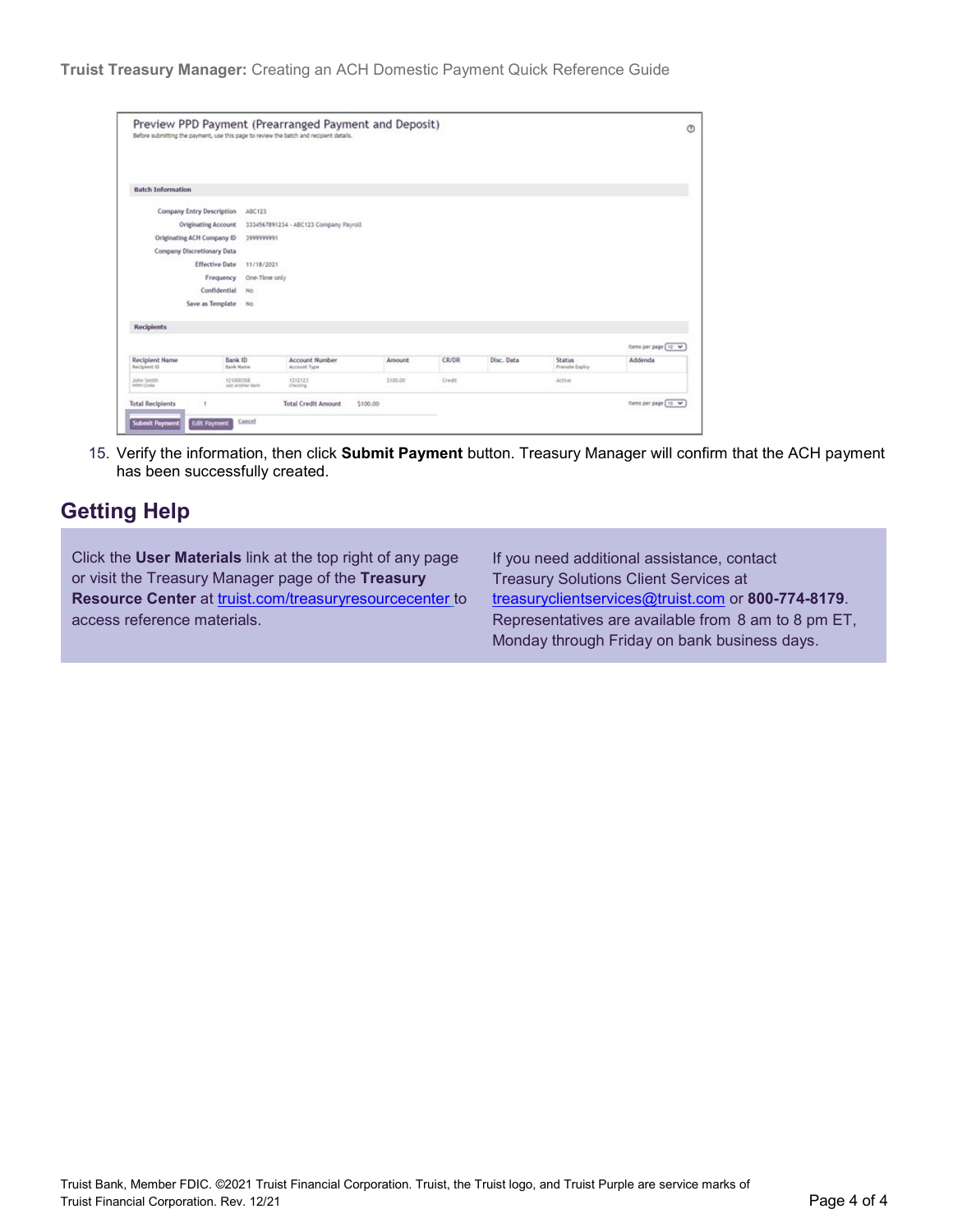15. Verify the information, then click **Submit Payment** button. Treasury Manager will confirm that the ACH payment has been successfully created.

## Getting Help

Click the **User Materials** link at the top right of any page or visit the Treasury Manager page of the **Treasury Resource Center** at truist.com/treasuryresourcecenter to access reference materials.

If you need additional assistance, contact Treasury Solutions Client Services at treasuryclientservices@truist.com or **800-774-8179**. Representatives are available from 8 am to 8 pm ET, Monday through Friday on bank business days.

Truist Bank, Member FDIC. ©2021 Truist Financial Corporation. Truist, the Truist logo, and Truist Purple are service marks of Truist Financial Corporation. Rev. 12/21